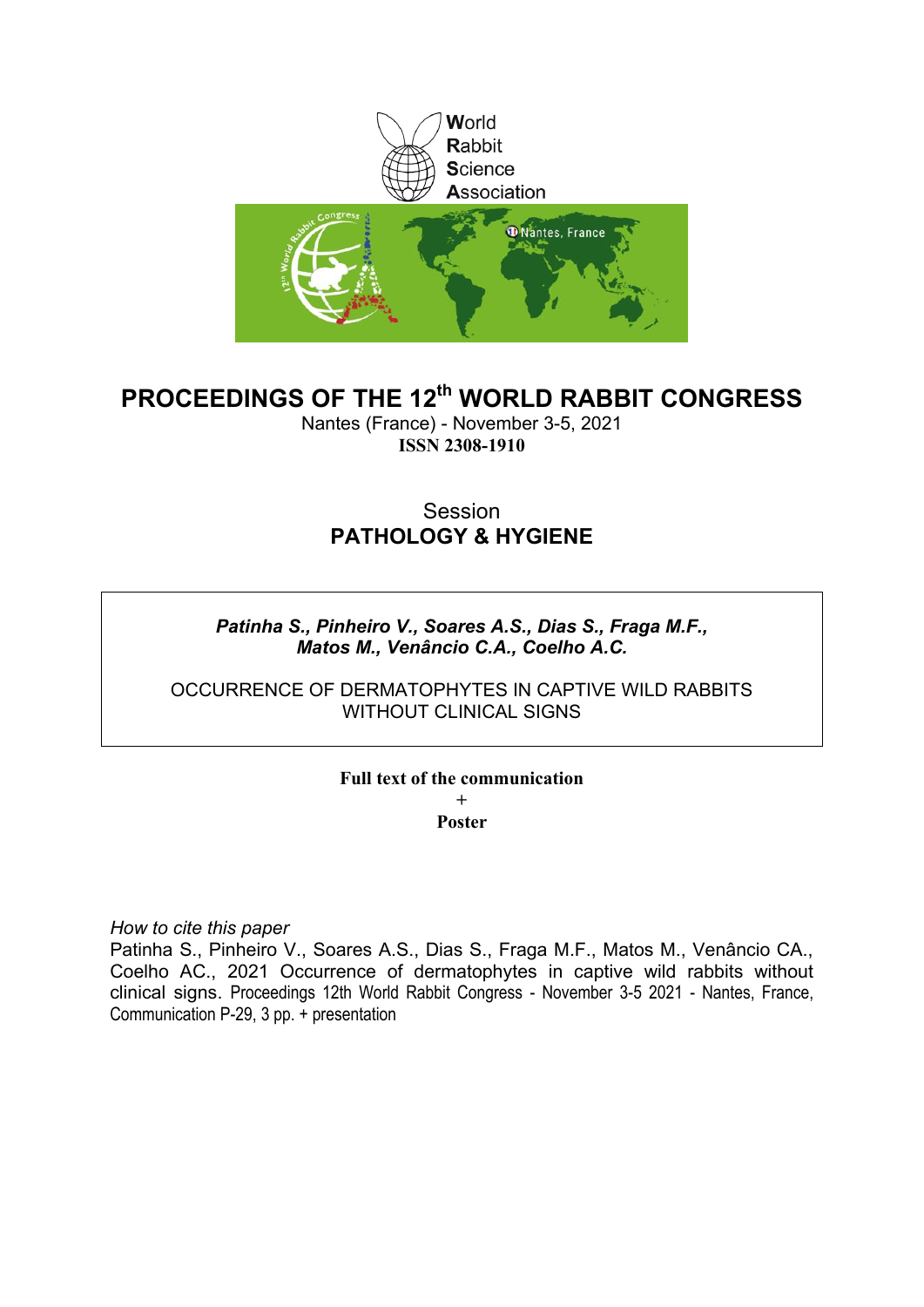World
Rabbit
Science
Association

# PROCEEDINGS OF THE 12th WORLD RABBIT CONGRESS

Nantes (France) - November 3-5, 2021

**ISSN 2308-1910**

Session

## PATHOLOGY & HYGIENE

***Patinha S., Pinheiro V., Soares A.S., Dias S., Fraga M.F., Matos M., Venâncio C.A., Coelho A.C.***

OCCURRENCE OF DERMATOPHYTES IN CAPTIVE WILD RABBITS WITHOUT CLINICAL SIGNS

**Full text of the communication**

\+

**Poster**

*How to cite this paper*

Patinha S., Pinheiro V., Soares A.S., Dias S., Fraga M.F., Matos M., Venâncio CA., Coelho AC., 2021 Occurrence of dermatophytes in captive wild rabbits without clinical signs. Proceedings 12th World Rabbit Congress - November 3-5 2021 - Nantes, France, Communication P-29, 3 pp. + presentation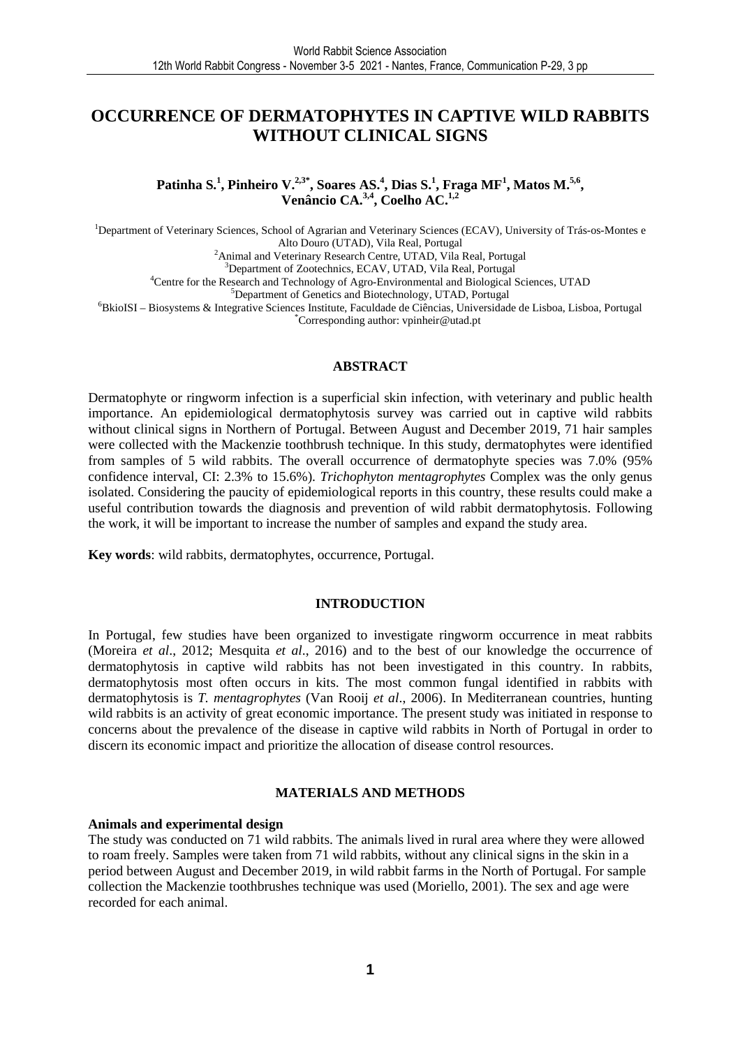# OCCURRENCE OF DERMATOPHYTES IN CAPTIVE WILD RABBITS WITHOUT CLINICAL SIGNS

**Patinha S.[1], Pinheiro V.[2,3*], Soares AS.[4], Dias S.[1], Fraga MF[1], Matos M.[5,6], Venâncio CA.[3,4], Coelho AC.[1,2]**

[1]Department of Veterinary Sciences, School of Agrarian and Veterinary Sciences (ECAV), University of Trás-os-Montes e Alto Douro (UTAD), Vila Real, Portugal
[2]Animal and Veterinary Research Centre, UTAD, Vila Real, Portugal
[3]Department of Zootechnics, ECAV, UTAD, Vila Real, Portugal
[4]Centre for the Research and Technology of Agro-Environmental and Biological Sciences, UTAD
[5]Department of Genetics and Biotechnology, UTAD, Portugal
[6]BkioISI – Biosystems & Integrative Sciences Institute, Faculdade de Ciências, Universidade de Lisboa, Lisboa, Portugal
[*]Corresponding author: vpinheir@utad.pt

## ABSTRACT

Dermatophyte or ringworm infection is a superficial skin infection, with veterinary and public health importance. An epidemiological dermatophytosis survey was carried out in captive wild rabbits without clinical signs in Northern of Portugal. Between August and December 2019, 71 hair samples were collected with the Mackenzie toothbrush technique. In this study, dermatophytes were identified from samples of 5 wild rabbits. The overall occurrence of dermatophyte species was 7.0% (95% confidence interval, CI: 2.3% to 15.6%). *Trichophyton mentagrophytes* Complex was the only genus isolated. Considering the paucity of epidemiological reports in this country, these results could make a useful contribution towards the diagnosis and prevention of wild rabbit dermatophytosis. Following the work, it will be important to increase the number of samples and expand the study area.

**Key words**: wild rabbits, dermatophytes, occurrence, Portugal.

## INTRODUCTION

In Portugal, few studies have been organized to investigate ringworm occurrence in meat rabbits (Moreira *et al*., 2012; Mesquita *et al*., 2016) and to the best of our knowledge the occurrence of dermatophytosis in captive wild rabbits has not been investigated in this country. In rabbits, dermatophytosis most often occurs in kits. The most common fungal identified in rabbits with dermatophytosis is *T. mentagrophytes* (Van Rooij *et al*., 2006). In Mediterranean countries, hunting wild rabbits is an activity of great economic importance. The present study was initiated in response to concerns about the prevalence of the disease in captive wild rabbits in North of Portugal in order to discern its economic impact and prioritize the allocation of disease control resources.

## MATERIALS AND METHODS

### Animals and experimental design

The study was conducted on 71 wild rabbits. The animals lived in rural area where they were allowed to roam freely. Samples were taken from 71 wild rabbits, without any clinical signs in the skin in a period between August and December 2019, in wild rabbit farms in the North of Portugal. For sample collection the Mackenzie toothbrushes technique was used (Moriello, 2001). The sex and age were recorded for each animal.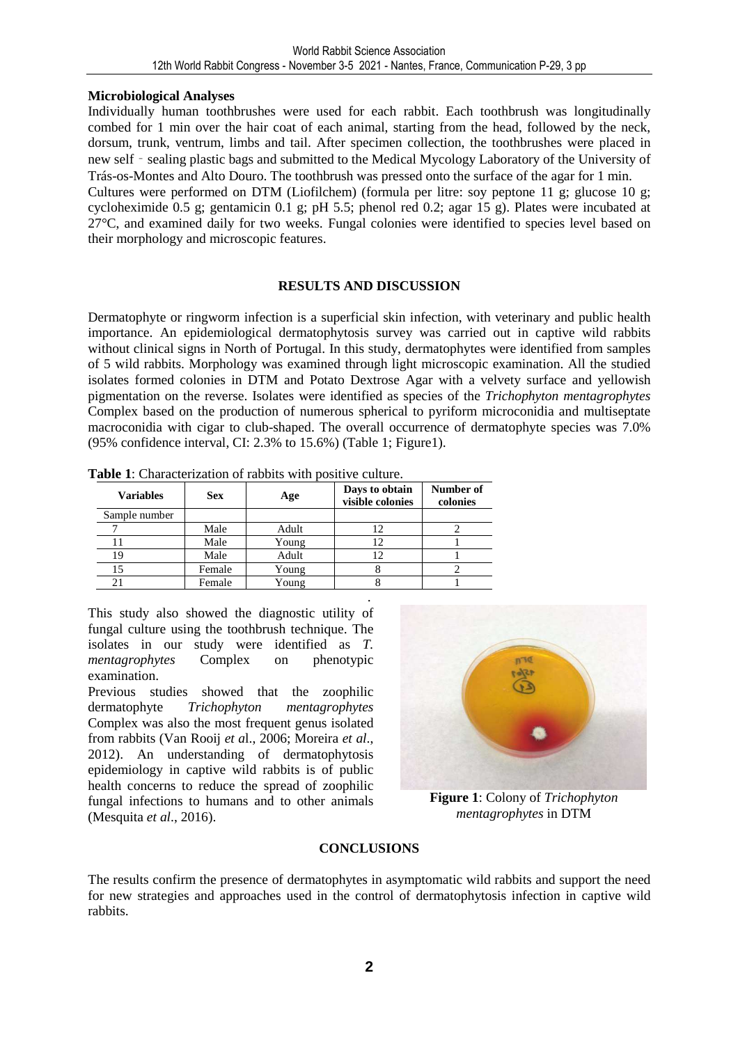**Microbiological Analyses**

Individually human toothbrushes were used for each rabbit. Each toothbrush was longitudinally combed for 1 min over the hair coat of each animal, starting from the head, followed by the neck, dorsum, trunk, ventrum, limbs and tail. After specimen collection, the toothbrushes were placed in new self‐sealing plastic bags and submitted to the Medical Mycology Laboratory of the University of Trás-os-Montes and Alto Douro. The toothbrush was pressed onto the surface of the agar for 1 min.

Cultures were performed on DTM (Liofilchem) (formula per litre: soy peptone 11 g; glucose 10 g; cycloheximide 0.5 g; gentamicin 0.1 g; pH 5.5; phenol red 0.2; agar 15 g). Plates were incubated at 27°C, and examined daily for two weeks. Fungal colonies were identified to species level based on their morphology and microscopic features.

## RESULTS AND DISCUSSION

Dermatophyte or ringworm infection is a superficial skin infection, with veterinary and public health importance. An epidemiological dermatophytosis survey was carried out in captive wild rabbits without clinical signs in North of Portugal. In this study, dermatophytes were identified from samples of 5 wild rabbits. Morphology was examined through light microscopic examination. All the studied isolates formed colonies in DTM and Potato Dextrose Agar with a velvety surface and yellowish pigmentation on the reverse. Isolates were identified as species of the *Trichophyton mentagrophytes* Complex based on the production of numerous spherical to pyriform microconidia and multiseptate macroconidia with cigar to club-shaped. The overall occurrence of dermatophyte species was 7.0% (95% confidence interval, CI: 2.3% to 15.6%) (Table 1; Figure1).

**Table 1**: Characterization of rabbits with positive culture.

| Variables | Sex | Age | Days to obtain visible colonies | Number of colonies |
|---|---|---|---|---|
| Sample number | | | | |
| 7 | Male | Adult | 12 | 2 |
| 11 | Male | Young | 12 | 1 |
| 19 | Male | Adult | 12 | 1 |
| 15 | Female | Young | 8 | 2 |
| 21 | Female | Young | 8 | 1 |

This study also showed the diagnostic utility of fungal culture using the toothbrush technique. The isolates in our study were identified as *T. mentagrophytes* Complex on phenotypic examination.

Previous studies showed that the zoophilic dermatophyte *Trichophyton mentagrophytes* Complex was also the most frequent genus isolated from rabbits (Van Rooij *et a*l., 2006; Moreira *et al*., 2012). An understanding of dermatophytosis epidemiology in captive wild rabbits is of public health concerns to reduce the spread of zoophilic fungal infections to humans and to other animals (Mesquita *et al*., 2016).

**Figure 1**: Colony of *Trichophyton mentagrophytes* in DTM

## CONCLUSIONS

The results confirm the presence of dermatophytes in asymptomatic wild rabbits and support the need for new strategies and approaches used in the control of dermatophytosis infection in captive wild rabbits.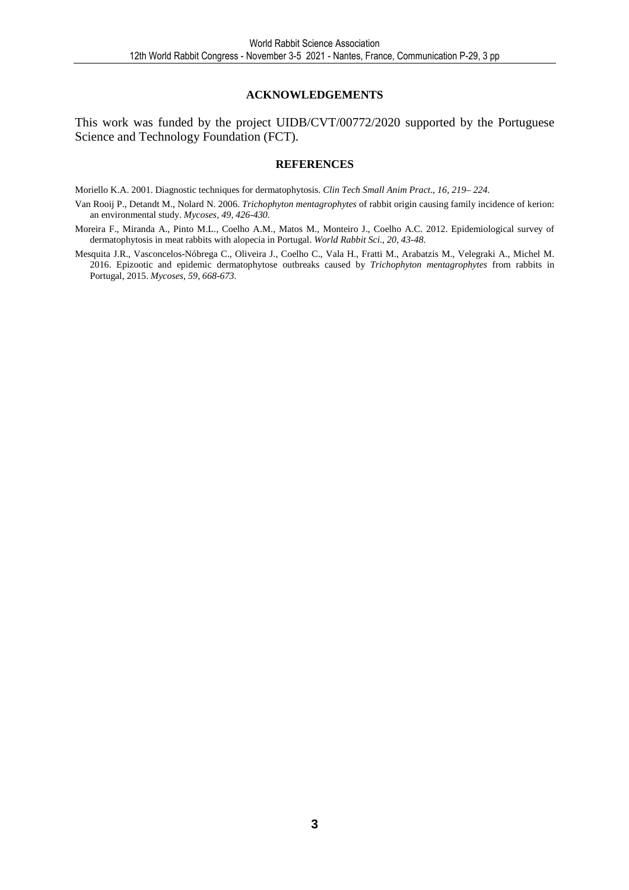## ACKNOWLEDGEMENTS

This work was funded by the project UIDB/CVT/00772/2020 supported by the Portuguese Science and Technology Foundation (FCT).

## REFERENCES

Moriello K.A. 2001. Diagnostic techniques for dermatophytosis. *Clin Tech Small Anim Pract., 16, 219– 224.*

Van Rooij P., Detandt M., Nolard N. 2006. *Trichophyton mentagrophytes* of rabbit origin causing family incidence of kerion: an environmental study. *Mycoses, 49, 426-430.*

Moreira F., Miranda A., Pinto M.L., Coelho A.M., Matos M., Monteiro J., Coelho A.C. 2012. Epidemiological survey of dermatophytosis in meat rabbits with alopecia in Portugal. *World Rabbit Sci., 20, 43-48.*

Mesquita J.R., Vasconcelos-Nóbrega C., Oliveira J., Coelho C., Vala H., Fratti M., Arabatzis M., Velegraki A., Michel M. 2016. Epizootic and epidemic dermatophytose outbreaks caused by *Trichophyton mentagrophytes* from rabbits in Portugal, 2015. *Mycoses, 59, 668-673.*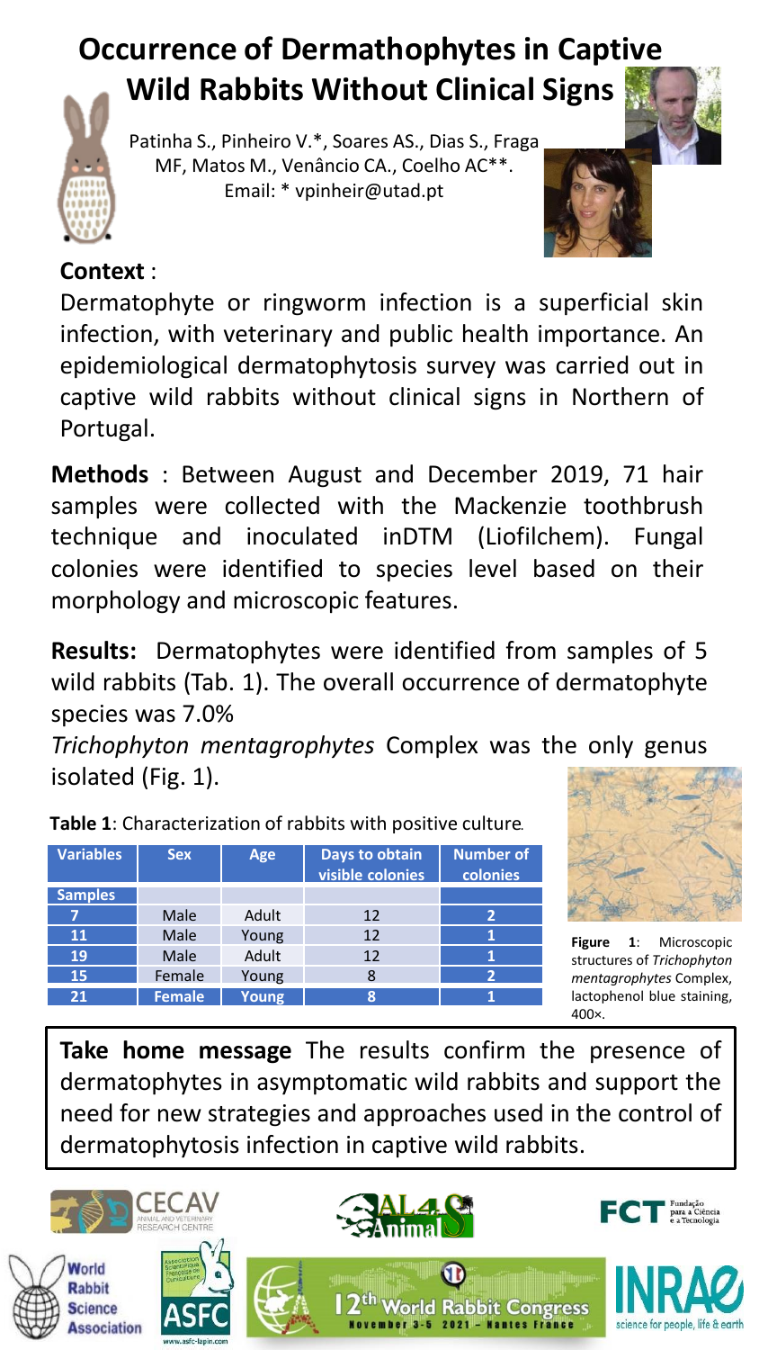# Occurrence of Dermathophytes in Captive Wild Rabbits Without Clinical Signs

Patinha S., Pinheiro V.*, Soares AS., Dias S., Fraga MF, Matos M., Venâncio CA., Coelho AC**.
Email: * vpinheir@utad.pt

**Context** :
Dermatophyte or ringworm infection is a superficial skin infection, with veterinary and public health importance. An epidemiological dermatophytosis survey was carried out in captive wild rabbits without clinical signs in Northern of Portugal.

**Methods** : Between August and December 2019, 71 hair samples were collected with the Mackenzie toothbrush technique and inoculated inDTM (Liofilchem). Fungal colonies were identified to species level based on their morphology and microscopic features.

**Results:** Dermatophytes were identified from samples of 5 wild rabbits (Tab. 1). The overall occurrence of dermatophyte species was 7.0%

*Trichophyton mentagrophytes* Complex was the only genus isolated (Fig. 1).

**Table 1**: Characterization of rabbits with positive culture.

| Variables | Sex | Age | Days to obtain visible colonies | Number of colonies |
|---|---|---|---|---|
| Samples | | | | |
| 7 | Male | Adult | 12 | 2 |
| 11 | Male | Young | 12 | 1 |
| 19 | Male | Adult | 12 | 1 |
| 15 | Female | Young | 8 | 2 |
| 21 | Female | Young | 8 | 1 |

**Figure 1**: Microscopic structures of *Trichophyton mentagrophytes* Complex, lactophenol blue staining, 400×.

**Take home message** The results confirm the presence of dermatophytes in asymptomatic wild rabbits and support the need for new strategies and approaches used in the control of dermatophytosis infection in captive wild rabbits.